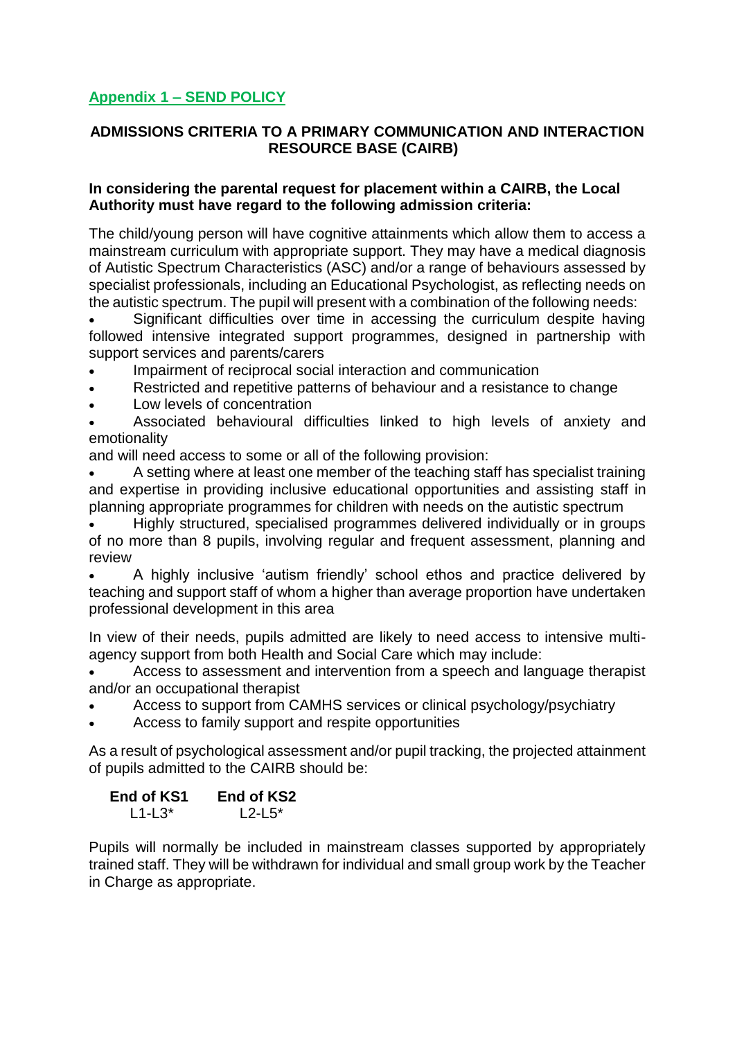## Appendix 1 – SEND POLICY

### ADMISSIONS CRITERIA TO A PRIMARY COMMUNICATION AND INTERACTION RESOURCE BASE (CAIRB)

**In considering the parental request for placement within a CAIRB, the Local Authority must have regard to the following admission criteria:**

The child/young person will have cognitive attainments which allow them to access a mainstream curriculum with appropriate support. They may have a medical diagnosis of Autistic Spectrum Characteristics (ASC) and/or a range of behaviours assessed by specialist professionals, including an Educational Psychologist, as reflecting needs on the autistic spectrum. The pupil will present with a combination of the following needs:

- Significant difficulties over time in accessing the curriculum despite having followed intensive integrated support programmes, designed in partnership with support services and parents/carers
- Impairment of reciprocal social interaction and communication
- Restricted and repetitive patterns of behaviour and a resistance to change
- Low levels of concentration
- Associated behavioural difficulties linked to high levels of anxiety and emotionality

and will need access to some or all of the following provision:

- A setting where at least one member of the teaching staff has specialist training and expertise in providing inclusive educational opportunities and assisting staff in planning appropriate programmes for children with needs on the autistic spectrum
- Highly structured, specialised programmes delivered individually or in groups of no more than 8 pupils, involving regular and frequent assessment, planning and review
- A highly inclusive 'autism friendly' school ethos and practice delivered by teaching and support staff of whom a higher than average proportion have undertaken professional development in this area

In view of their needs, pupils admitted are likely to need access to intensive multi-agency support from both Health and Social Care which may include:

- Access to assessment and intervention from a speech and language therapist and/or an occupational therapist
- Access to support from CAMHS services or clinical psychology/psychiatry
- Access to family support and respite opportunities

As a result of psychological assessment and/or pupil tracking, the projected attainment of pupils admitted to the CAIRB should be:

| End of KS1 | End of KS2 |
| --- | --- |
| L1-L3* | L2-L5* |

Pupils will normally be included in mainstream classes supported by appropriately trained staff. They will be withdrawn for individual and small group work by the Teacher in Charge as appropriate.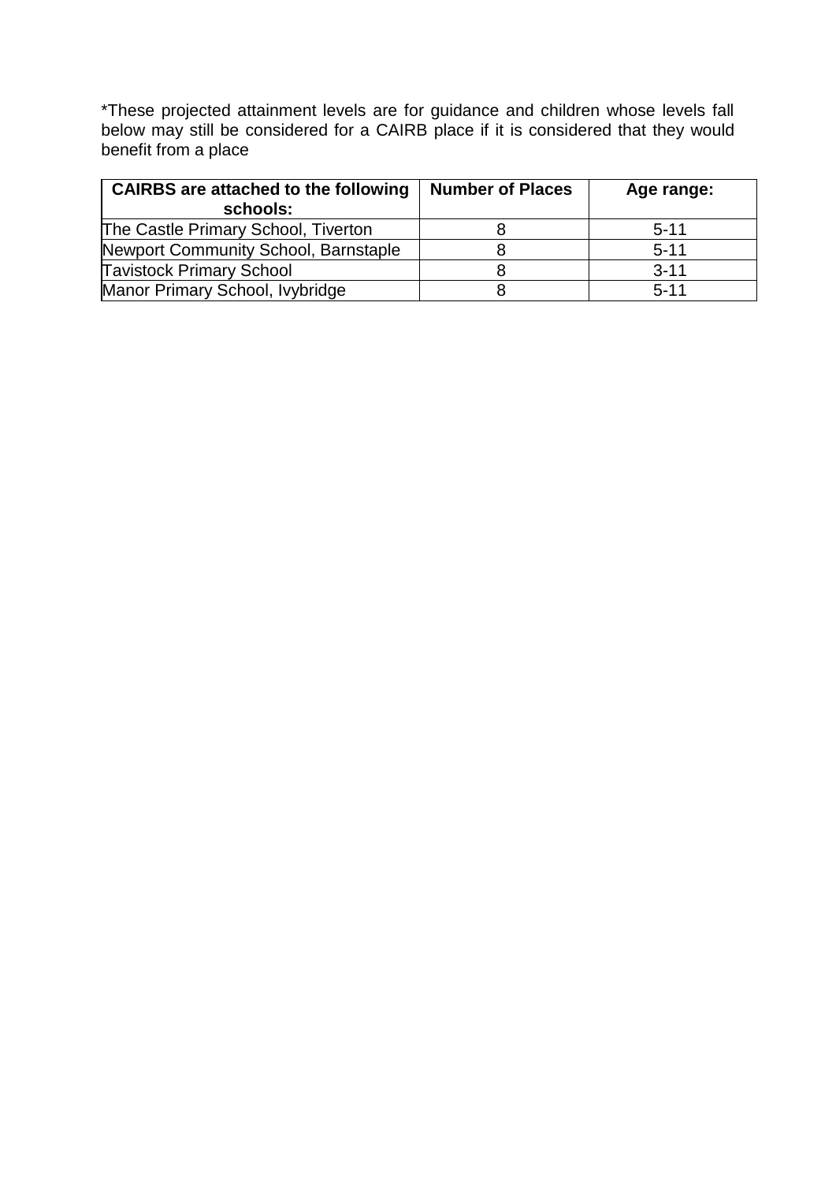*These projected attainment levels are for guidance and children whose levels fall below may still be considered for a CAIRB place if it is considered that they would benefit from a place

| CAIRBS are attached to the following schools: | Number of Places | Age range: |
|---|---|---|
| The Castle Primary School, Tiverton | 8 | 5-11 |
| Newport Community School, Barnstaple | 8 | 5-11 |
| Tavistock Primary School | 8 | 3-11 |
| Manor Primary School, Ivybridge | 8 | 5-11 |